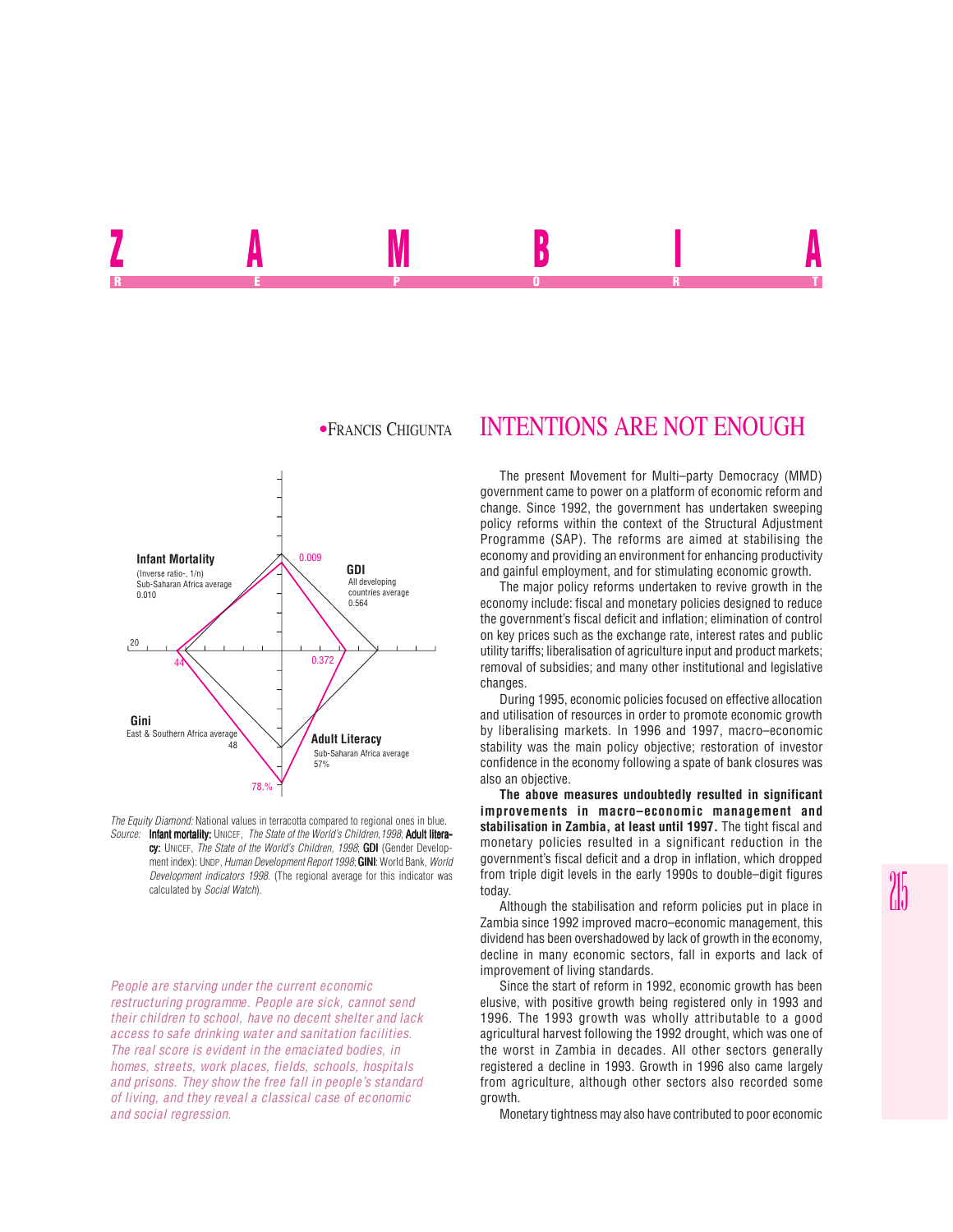# ZAMBIA

REPORT

•FRANCIS CHIGUNTA

## INTENTIONS ARE NOT ENOUGH

Infant Mortality
(Inverse ratio-, 1/n)
Sub-Saharan Africa average
0.010

0.009

GDI
All developing countries average
0.564

20

44

0.372

Gini
East & Southern Africa average
48

Adult Literacy
Sub-Saharan Africa average
57%

78.%

*The Equity Diamond:* National values in terracotta compared to regional ones in blue.
*Source:* **Infant mortality:** UNICEF, *The State of the World's Children,1998*; **Adult literacy:** UNICEF, *The State of the World's Children, 1998*; **GDI** (Gender Development index): UNDP, *Human Development Report 1998*; **GINI**: World Bank, *World Development indicators 1998*. (The regional average for this indicator was calculated by *Social Watch*).

*People are starving under the current economic restructuring programme. People are sick, cannot send their children to school, have no decent shelter and lack access to safe drinking water and sanitation facilities. The real score is evident in the emaciated bodies, in homes, streets, work places, fields, schools, hospitals and prisons. They show the free fall in people's standard of living, and they reveal a classical case of economic and social regression.*

The present Movement for Multi–party Democracy (MMD) government came to power on a platform of economic reform and change. Since 1992, the government has undertaken sweeping policy reforms within the context of the Structural Adjustment Programme (SAP). The reforms are aimed at stabilising the economy and providing an environment for enhancing productivity and gainful employment, and for stimulating economic growth.

The major policy reforms undertaken to revive growth in the economy include: fiscal and monetary policies designed to reduce the government's fiscal deficit and inflation; elimination of control on key prices such as the exchange rate, interest rates and public utility tariffs; liberalisation of agriculture input and product markets; removal of subsidies; and many other institutional and legislative changes.

During 1995, economic policies focused on effective allocation and utilisation of resources in order to promote economic growth by liberalising markets. In 1996 and 1997, macro–economic stability was the main policy objective; restoration of investor confidence in the economy following a spate of bank closures was also an objective.

**The above measures undoubtedly resulted in significant improvements in macro–economic management and stabilisation in Zambia, at least until 1997.** The tight fiscal and monetary policies resulted in a significant reduction in the government's fiscal deficit and a drop in inflation, which dropped from triple digit levels in the early 1990s to double–digit figures today.

Although the stabilisation and reform policies put in place in Zambia since 1992 improved macro–economic management, this dividend has been overshadowed by lack of growth in the economy, decline in many economic sectors, fall in exports and lack of improvement of living standards.

Since the start of reform in 1992, economic growth has been elusive, with positive growth being registered only in 1993 and 1996. The 1993 growth was wholly attributable to a good agricultural harvest following the 1992 drought, which was one of the worst in Zambia in decades. All other sectors generally registered a decline in 1993. Growth in 1996 also came largely from agriculture, although other sectors also recorded some growth.

Monetary tightness may also have contributed to poor economic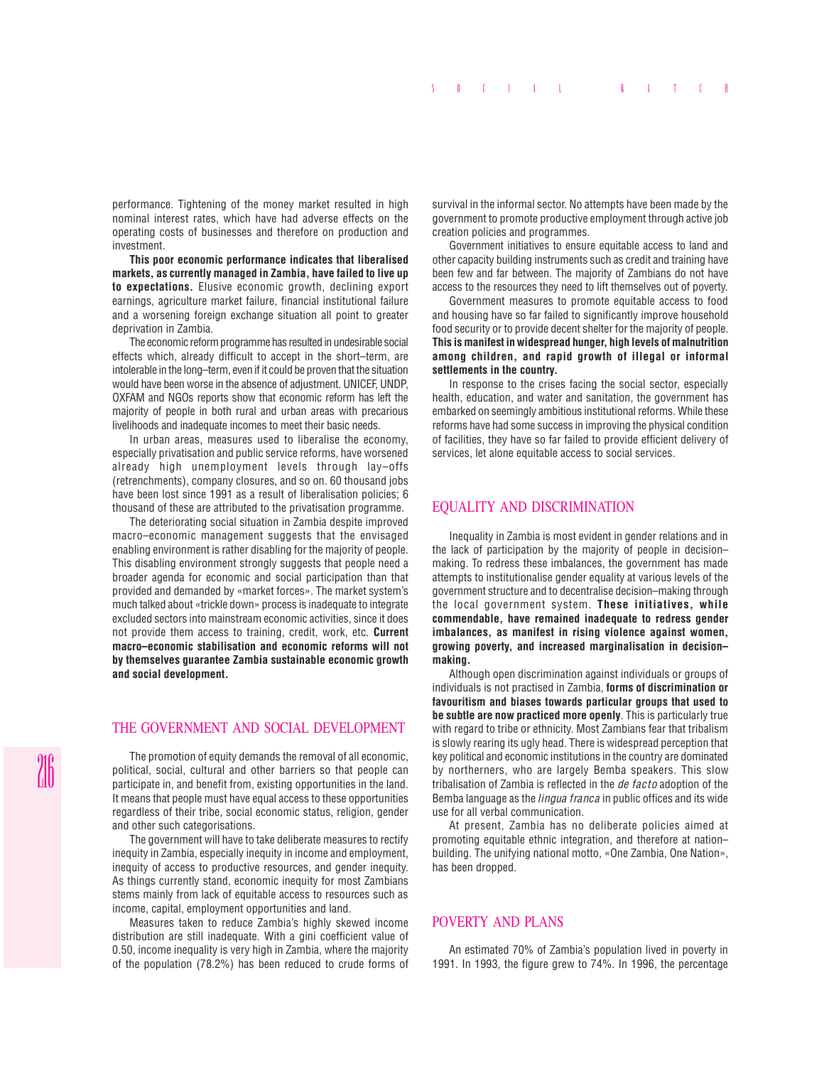performance. Tightening of the money market resulted in high nominal interest rates, which have had adverse effects on the operating costs of businesses and therefore on production and investment.

**This poor economic performance indicates that liberalised markets, as currently managed in Zambia, have failed to live up to expectations.** Elusive economic growth, declining export earnings, agriculture market failure, financial institutional failure and a worsening foreign exchange situation all point to greater deprivation in Zambia.

The economic reform programme has resulted in undesirable social effects which, already difficult to accept in the short–term, are intolerable in the long–term, even if it could be proven that the situation would have been worse in the absence of adjustment. UNICEF, UNDP, OXFAM and NGOs reports show that economic reform has left the majority of people in both rural and urban areas with precarious livelihoods and inadequate incomes to meet their basic needs.

In urban areas, measures used to liberalise the economy, especially privatisation and public service reforms, have worsened already high unemployment levels through lay–offs (retrenchments), company closures, and so on. 60 thousand jobs have been lost since 1991 as a result of liberalisation policies; 6 thousand of these are attributed to the privatisation programme.

The deteriorating social situation in Zambia despite improved macro–economic management suggests that the envisaged enabling environment is rather disabling for the majority of people. This disabling environment strongly suggests that people need a broader agenda for economic and social participation than that provided and demanded by «market forces». The market system's much talked about «trickle down» process is inadequate to integrate excluded sectors into mainstream economic activities, since it does not provide them access to training, credit, work, etc. **Current macro–economic stabilisation and economic reforms will not by themselves guarantee Zambia sustainable economic growth and social development.**

## THE GOVERNMENT AND SOCIAL DEVELOPMENT

The promotion of equity demands the removal of all economic, political, social, cultural and other barriers so that people can participate in, and benefit from, existing opportunities in the land. It means that people must have equal access to these opportunities regardless of their tribe, social economic status, religion, gender and other such categorisations.

The government will have to take deliberate measures to rectify inequity in Zambia, especially inequity in income and employment, inequity of access to productive resources, and gender inequity. As things currently stand, economic inequity for most Zambians stems mainly from lack of equitable access to resources such as income, capital, employment opportunities and land.

Measures taken to reduce Zambia's highly skewed income distribution are still inadequate. With a gini coefficient value of 0.50, income inequality is very high in Zambia, where the majority of the population (78.2%) has been reduced to crude forms of survival in the informal sector. No attempts have been made by the government to promote productive employment through active job creation policies and programmes.

Government initiatives to ensure equitable access to land and other capacity building instruments such as credit and training have been few and far between. The majority of Zambians do not have access to the resources they need to lift themselves out of poverty.

Government measures to promote equitable access to food and housing have so far failed to significantly improve household food security or to provide decent shelter for the majority of people. **This is manifest in widespread hunger, high levels of malnutrition among children, and rapid growth of illegal or informal settlements in the country.**

In response to the crises facing the social sector, especially health, education, and water and sanitation, the government has embarked on seemingly ambitious institutional reforms. While these reforms have had some success in improving the physical condition of facilities, they have so far failed to provide efficient delivery of services, let alone equitable access to social services.

## EQUALITY AND DISCRIMINATION

Inequality in Zambia is most evident in gender relations and in the lack of participation by the majority of people in decision–making. To redress these imbalances, the government has made attempts to institutionalise gender equality at various levels of the government structure and to decentralise decision–making through the local government system. **These initiatives, while commendable, have remained inadequate to redress gender imbalances, as manifest in rising violence against women, growing poverty, and increased marginalisation in decision–making.**

Although open discrimination against individuals or groups of individuals is not practised in Zambia, **forms of discrimination or favouritism and biases towards particular groups that used to be subtle are now practiced more openly**. This is particularly true with regard to tribe or ethnicity. Most Zambians fear that tribalism is slowly rearing its ugly head. There is widespread perception that key political and economic institutions in the country are dominated by northerners, who are largely Bemba speakers. This slow tribalisation of Zambia is reflected in the *de facto* adoption of the Bemba language as the *lingua franca* in public offices and its wide use for all verbal communication.

At present, Zambia has no deliberate policies aimed at promoting equitable ethnic integration, and therefore at nation–building. The unifying national motto, «One Zambia, One Nation», has been dropped.

## POVERTY AND PLANS

An estimated 70% of Zambia's population lived in poverty in 1991. In 1993, the figure grew to 74%. In 1996, the percentage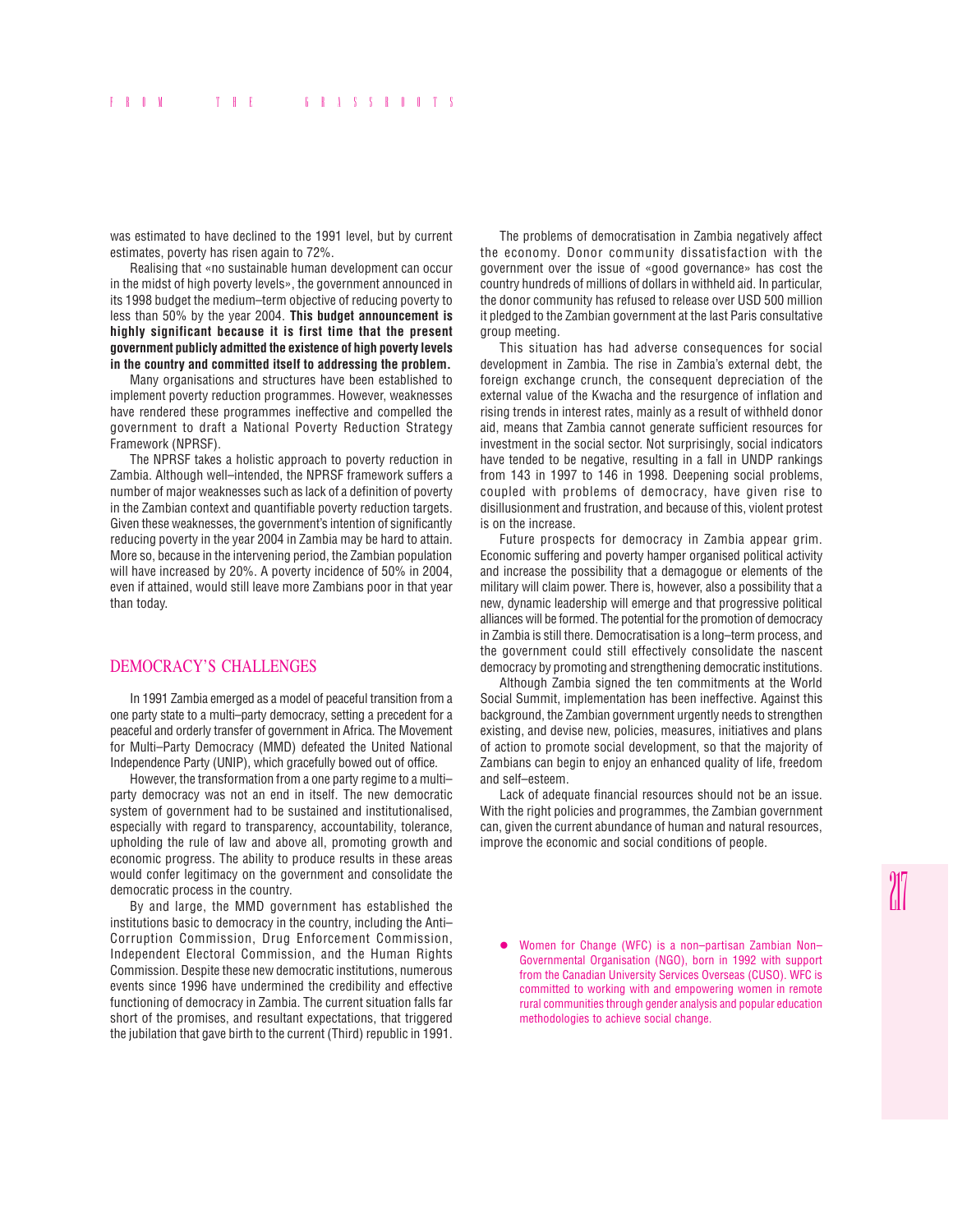was estimated to have declined to the 1991 level, but by current estimates, poverty has risen again to 72%.

Realising that «no sustainable human development can occur in the midst of high poverty levels», the government announced in its 1998 budget the medium–term objective of reducing poverty to less than 50% by the year 2004. **This budget announcement is highly significant because it is first time that the present government publicly admitted the existence of high poverty levels in the country and committed itself to addressing the problem.**

Many organisations and structures have been established to implement poverty reduction programmes. However, weaknesses have rendered these programmes ineffective and compelled the government to draft a National Poverty Reduction Strategy Framework (NPRSF).

The NPRSF takes a holistic approach to poverty reduction in Zambia. Although well–intended, the NPRSF framework suffers a number of major weaknesses such as lack of a definition of poverty in the Zambian context and quantifiable poverty reduction targets. Given these weaknesses, the government's intention of significantly reducing poverty in the year 2004 in Zambia may be hard to attain. More so, because in the intervening period, the Zambian population will have increased by 20%. A poverty incidence of 50% in 2004, even if attained, would still leave more Zambians poor in that year than today.

## DEMOCRACY'S CHALLENGES

In 1991 Zambia emerged as a model of peaceful transition from a one party state to a multi–party democracy, setting a precedent for a peaceful and orderly transfer of government in Africa. The Movement for Multi–Party Democracy (MMD) defeated the United National Independence Party (UNIP), which gracefully bowed out of office.

However, the transformation from a one party regime to a multi–party democracy was not an end in itself. The new democratic system of government had to be sustained and institutionalised, especially with regard to transparency, accountability, tolerance, upholding the rule of law and above all, promoting growth and economic progress. The ability to produce results in these areas would confer legitimacy on the government and consolidate the democratic process in the country.

By and large, the MMD government has established the institutions basic to democracy in the country, including the Anti–Corruption Commission, Drug Enforcement Commission, Independent Electoral Commission, and the Human Rights Commission. Despite these new democratic institutions, numerous events since 1996 have undermined the credibility and effective functioning of democracy in Zambia. The current situation falls far short of the promises, and resultant expectations, that triggered the jubilation that gave birth to the current (Third) republic in 1991.

The problems of democratisation in Zambia negatively affect the economy. Donor community dissatisfaction with the government over the issue of «good governance» has cost the country hundreds of millions of dollars in withheld aid. In particular, the donor community has refused to release over USD 500 million it pledged to the Zambian government at the last Paris consultative group meeting.

This situation has had adverse consequences for social development in Zambia. The rise in Zambia's external debt, the foreign exchange crunch, the consequent depreciation of the external value of the Kwacha and the resurgence of inflation and rising trends in interest rates, mainly as a result of withheld donor aid, means that Zambia cannot generate sufficient resources for investment in the social sector. Not surprisingly, social indicators have tended to be negative, resulting in a fall in UNDP rankings from 143 in 1997 to 146 in 1998. Deepening social problems, coupled with problems of democracy, have given rise to disillusionment and frustration, and because of this, violent protest is on the increase.

Future prospects for democracy in Zambia appear grim. Economic suffering and poverty hamper organised political activity and increase the possibility that a demagogue or elements of the military will claim power. There is, however, also a possibility that a new, dynamic leadership will emerge and that progressive political alliances will be formed. The potential for the promotion of democracy in Zambia is still there. Democratisation is a long–term process, and the government could still effectively consolidate the nascent democracy by promoting and strengthening democratic institutions.

Although Zambia signed the ten commitments at the World Social Summit, implementation has been ineffective. Against this background, the Zambian government urgently needs to strengthen existing, and devise new, policies, measures, initiatives and plans of action to promote social development, so that the majority of Zambians can begin to enjoy an enhanced quality of life, freedom and self–esteem.

Lack of adequate financial resources should not be an issue. With the right policies and programmes, the Zambian government can, given the current abundance of human and natural resources, improve the economic and social conditions of people.

- Women for Change (WFC) is a non–partisan Zambian Non–Governmental Organisation (NGO), born in 1992 with support from the Canadian University Services Overseas (CUSO). WFC is committed to working with and empowering women in remote rural communities through gender analysis and popular education methodologies to achieve social change.